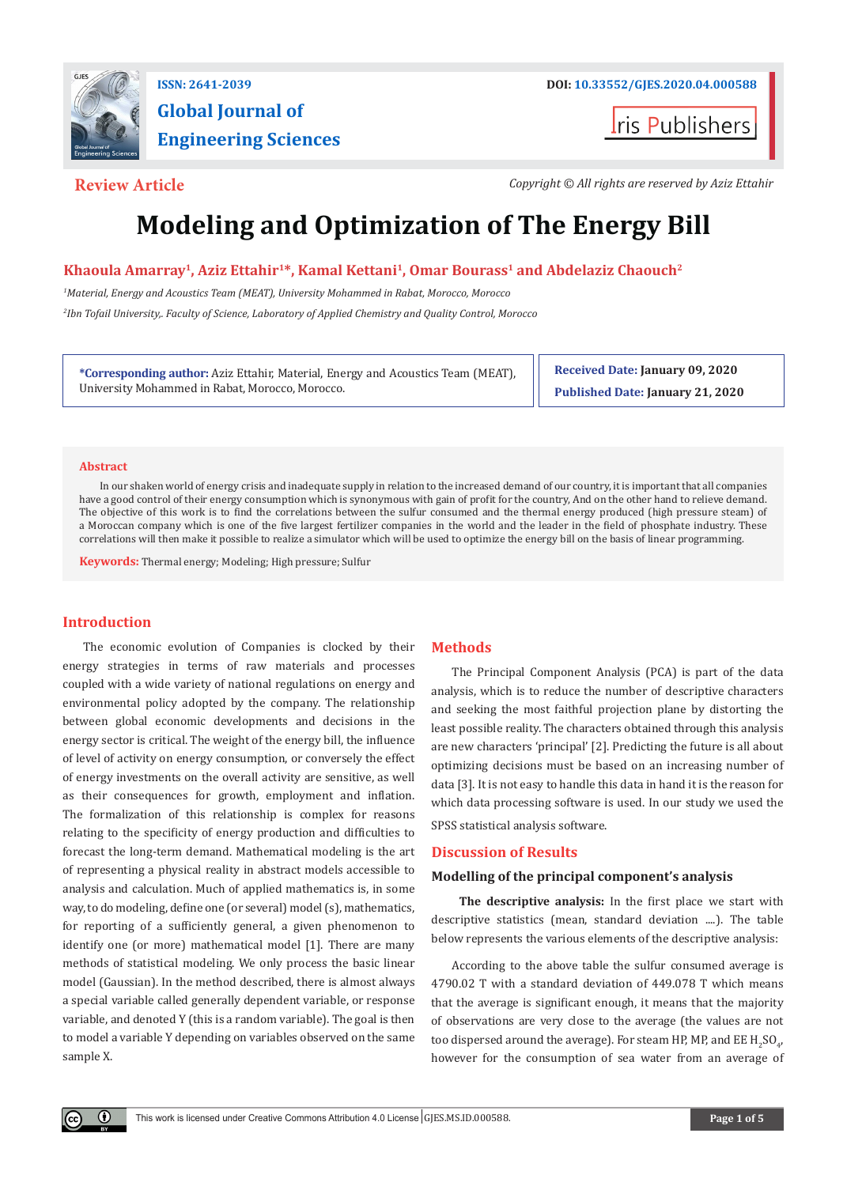ISSN: 2641-2039

DOI: 10.33552/GJES.2020.04.000588

**Global Journal of Engineering Sciences**

Iris Publishers

**Review Article**

*Copyright © All rights are reserved by Aziz Ettahir*

# Modeling and Optimization of The Energy Bill

**Khaoula Amarray[1], Aziz Ettahir[1]*, Kamal Kettani[1], Omar Bourass[1] and Abdelaziz Chaouch[2]**

[1]*Material, Energy and Acoustics Team (MEAT), University Mohammed in Rabat, Morocco, Morocco*

[2]*Ibn Tofail University,. Faculty of Science, Laboratory of Applied Chemistry and Quality Control, Morocco*

**\*Corresponding author:** Aziz Ettahir, Material, Energy and Acoustics Team (MEAT), University Mohammed in Rabat, Morocco, Morocco.

**Received Date:** January 09, 2020

**Published Date:** January 21, 2020

## Abstract

In our shaken world of energy crisis and inadequate supply in relation to the increased demand of our country, it is important that all companies have a good control of their energy consumption which is synonymous with gain of profit for the country, And on the other hand to relieve demand. The objective of this work is to find the correlations between the sulfur consumed and the thermal energy produced (high pressure steam) of a Moroccan company which is one of the five largest fertilizer companies in the world and the leader in the field of phosphate industry. These correlations will then make it possible to realize a simulator which will be used to optimize the energy bill on the basis of linear programming.

**Keywords:** Thermal energy; Modeling; High pressure; Sulfur

## Introduction

The economic evolution of Companies is clocked by their energy strategies in terms of raw materials and processes coupled with a wide variety of national regulations on energy and environmental policy adopted by the company. The relationship between global economic developments and decisions in the energy sector is critical. The weight of the energy bill, the influence of level of activity on energy consumption, or conversely the effect of energy investments on the overall activity are sensitive, as well as their consequences for growth, employment and inflation. The formalization of this relationship is complex for reasons relating to the specificity of energy production and difficulties to forecast the long-term demand. Mathematical modeling is the art of representing a physical reality in abstract models accessible to analysis and calculation. Much of applied mathematics is, in some way, to do modeling, define one (or several) model (s), mathematics, for reporting of a sufficiently general, a given phenomenon to identify one (or more) mathematical model [1]. There are many methods of statistical modeling. We only process the basic linear model (Gaussian). In the method described, there is almost always a special variable called generally dependent variable, or response variable, and denoted Y (this is a random variable). The goal is then to model a variable Y depending on variables observed on the same sample X.

## Methods

The Principal Component Analysis (PCA) is part of the data analysis, which is to reduce the number of descriptive characters and seeking the most faithful projection plane by distorting the least possible reality. The characters obtained through this analysis are new characters 'principal' [2]. Predicting the future is all about optimizing decisions must be based on an increasing number of data [3]. It is not easy to handle this data in hand it is the reason for which data processing software is used. In our study we used the SPSS statistical analysis software.

## Discussion of Results

### Modelling of the principal component's analysis

**The descriptive analysis:** In the first place we start with descriptive statistics (mean, standard deviation ....). The table below represents the various elements of the descriptive analysis:

According to the above table the sulfur consumed average is 4790.02 T with a standard deviation of 449.078 T which means that the average is significant enough, it means that the majority of observations are very close to the average (the values are not too dispersed around the average). For steam HP, MP, and EE $H_2SO_4$, however for the consumption of sea water from an average of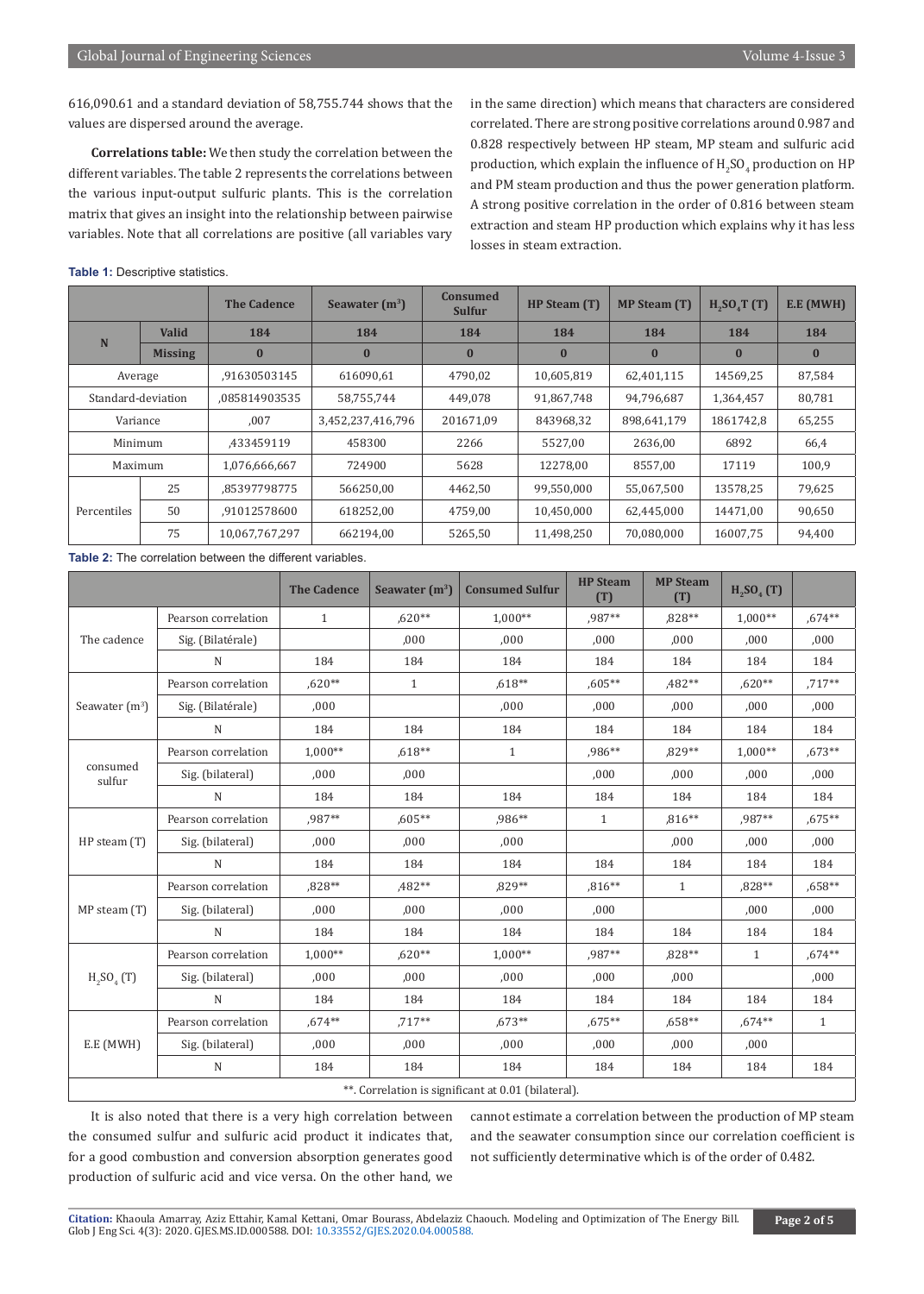616,090.61 and a standard deviation of 58,755.744 shows that the values are dispersed around the average.

**Correlations table:** We then study the correlation between the different variables. The table 2 represents the correlations between the various input-output sulfuric plants. This is the correlation matrix that gives an insight into the relationship between pairwise variables. Note that all correlations are positive (all variables vary in the same direction) which means that characters are considered correlated. There are strong positive correlations around 0.987 and 0.828 respectively between HP steam, MP steam and sulfuric acid production, which explain the influence of $H_2SO_4$ production on HP and PM steam production and thus the power generation platform. A strong positive correlation in the order of 0.816 between steam extraction and steam HP production which explains why it has less losses in steam extraction.

**Table 1:** Descriptive statistics.

| | | The Cadence | Seawater ($m^3$) | Consumed Sulfur | HP Steam (T) | MP Steam (T) | $H_2SO_4T$ (T) | E.E (MWH) |
|---|---|---|---|---|---|---|---|---|
| N | Valid | 184 | 184 | 184 | 184 | 184 | 184 | 184 |
| | Missing | 0 | 0 | 0 | 0 | 0 | 0 | 0 |
| Average | | ,91630503145 | 616090,61 | 4790,02 | 10,605,819 | 62,401,115 | 14569,25 | 87,584 |
| Standard-deviation | | ,085814903535 | 58,755,744 | 449,078 | 91,867,748 | 94,796,687 | 1,364,457 | 80,781 |
| Variance | | ,007 | 3,452,237,416,796 | 201671,09 | 843968,32 | 898,641,179 | 1861742,8 | 65,255 |
| Minimum | | ,433459119 | 458300 | 2266 | 5527,00 | 2636,00 | 6892 | 66,4 |
| Maximum | | 1,076,666,667 | 724900 | 5628 | 12278,00 | 8557,00 | 17119 | 100,9 |
| Percentiles | 25 | ,85397798775 | 566250,00 | 4462,50 | 99,550,000 | 55,067,500 | 13578,25 | 79,625 |
| | 50 | ,91012578600 | 618252,00 | 4759,00 | 10,450,000 | 62,445,000 | 14471,00 | 90,650 |
| | 75 | 10,067,767,297 | 662194,00 | 5265,50 | 11,498,250 | 70,080,000 | 16007,75 | 94,400 |

**Table 2:** The correlation between the different variables.

| | | The Cadence | Seawater ($m^3$) | Consumed Sulfur | HP Steam (T) | MP Steam (T) | $H_2SO_4$ (T) | |
|---|---|---|---|---|---|---|---|---|
| The cadence | Pearson correlation | 1 | ,620** | 1,000** | ,987** | ,828** | 1,000** | ,674** |
| | Sig. (Bilatérale) | | ,000 | ,000 | ,000 | ,000 | ,000 | ,000 |
| | N | 184 | 184 | 184 | 184 | 184 | 184 | 184 |
| Seawater ($m^3$) | Pearson correlation | ,620** | 1 | ,618** | ,605** | ,482** | ,620** | ,717** |
| | Sig. (Bilatérale) | ,000 | | ,000 | ,000 | ,000 | ,000 | ,000 |
| | N | 184 | 184 | 184 | 184 | 184 | 184 | 184 |
| consumed sulfur | Pearson correlation | 1,000** | ,618** | 1 | ,986** | ,829** | 1,000** | ,673** |
| | Sig. (bilateral) | ,000 | ,000 | | ,000 | ,000 | ,000 | ,000 |
| | N | 184 | 184 | 184 | 184 | 184 | 184 | 184 |
| HP steam (T) | Pearson correlation | ,987** | ,605** | ,986** | 1 | ,816** | ,987** | ,675** |
| | Sig. (bilateral) | ,000 | ,000 | ,000 | | ,000 | ,000 | ,000 |
| | N | 184 | 184 | 184 | 184 | 184 | 184 | 184 |
| MP steam (T) | Pearson correlation | ,828** | ,482** | ,829** | ,816** | 1 | ,828** | ,658** |
| | Sig. (bilateral) | ,000 | ,000 | ,000 | ,000 | | ,000 | ,000 |
| | N | 184 | 184 | 184 | 184 | 184 | 184 | 184 |
| $H_2SO_4$ (T) | Pearson correlation | 1,000** | ,620** | 1,000** | ,987** | ,828** | 1 | ,674** |
| | Sig. (bilateral) | ,000 | ,000 | ,000 | ,000 | ,000 | | ,000 |
| | N | 184 | 184 | 184 | 184 | 184 | 184 | 184 |
| E.E (MWH) | Pearson correlation | ,674** | ,717** | ,673** | ,675** | ,658** | ,674** | 1 |
| | Sig. (bilateral) | ,000 | ,000 | ,000 | ,000 | ,000 | ,000 | |
| | N | 184 | 184 | 184 | 184 | 184 | 184 | 184 |
| **. Correlation is significant at 0.01 (bilateral). | | | | | | | | |

It is also noted that there is a very high correlation between the consumed sulfur and sulfuric acid product it indicates that, for a good combustion and conversion absorption generates good production of sulfuric acid and vice versa. On the other hand, we cannot estimate a correlation between the production of MP steam and the seawater consumption since our correlation coefficient is not sufficiently determinative which is of the order of 0.482.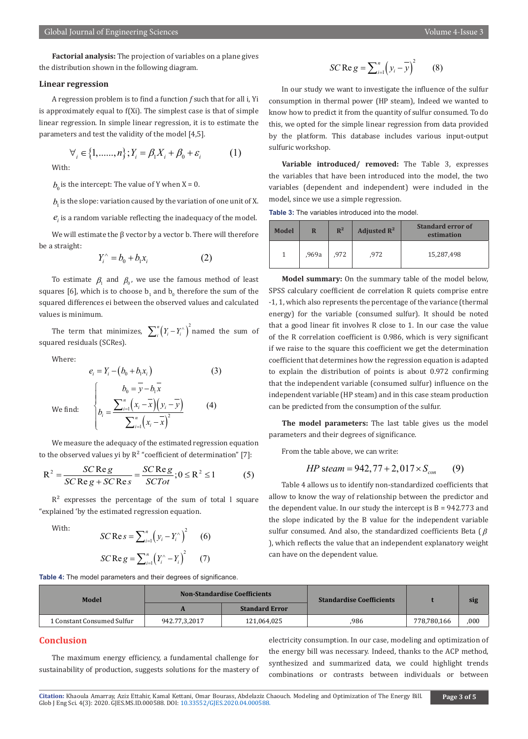**Factorial analysis:** The projection of variables on a plane gives the distribution shown in the following diagram.

### Linear regression

A regression problem is to find a function $f$ such that for all i, Yi is approximately equal to f(Xi). The simplest case is that of simple linear regression. In simple linear regression, it is to estimate the parameters and test the validity of the model [4,5].

$$\forall_i \in \{1,......,n\}; Y_i = \beta_1 X_i + \beta_0 + \varepsilon_i \qquad (1)$$

With:

$b_0$ is the intercept: The value of Y when X = 0.

$b_1$ is the slope: variation caused by the variation of one unit of X.

$e_i$ is a random variable reflecting the inadequacy of the model.

We will estimate the β vector by a vector b. There will therefore be a straight:

$$Y_i^{\wedge} = b_0 + b_1 x_i \qquad (2)$$

To estimate $\beta_1$ and $\beta_0$, we use the famous method of least squares [6], which is to choose $b_1$ and $b_0$ therefore the sum of the squared differences ei between the observed values and calculated values is minimum.

The term that minimizes, $\sum_i^n \left(Y_i - Y_i^{\wedge}\right)^2$ named the sum of squared residuals (SCRes).

Where:

$$e_i = Y_i - \left(b_0 + b_1 x_i\right) \qquad (3)$$

We find:

$$\begin{cases} b_0 = \overline{y} - b_1 \overline{x} \\ b_i = \dfrac{\sum_{i=1}^n \left(x_i - \overline{x}\right)\left(y_i - \overline{y}\right)}{\sum_{i=1}^n \left(x_i - \overline{x}\right)^2} \end{cases} \qquad (4)$$

We measure the adequacy of the estimated regression equation to the observed values yi by $R^2$ "coefficient of determination" [7]:

$$R^2 = \frac{SC\,\mathrm{Re}\,g}{SC\,\mathrm{Re}\,g + SC\,\mathrm{Re}\,s} = \frac{SC\,\mathrm{Re}\,g}{SCTot}; 0 \le R^2 \le 1 \qquad (5)$$

$R^2$ expresses the percentage of the sum of total l square "explained 'by the estimated regression equation.

With:

$$SC\,\mathrm{Re}\,s = \sum_{i=1}^n \left(y_i - Y_i^{\wedge}\right)^2 \qquad (6)$$

$$SC\,\mathrm{Re}\,g = \sum_{i=1}^n \left(Y_i^{\wedge} - Y_i\right)^2 \qquad (7)$$

$$SC\,\mathrm{Re}\,g = \sum_{i=1}^n \left(y_i - \overline{y}\right)^2 \qquad (8)$$

In our study we want to investigate the influence of the sulfur consumption in thermal power (HP steam), Indeed we wanted to know how to predict it from the quantity of sulfur consumed. To do this, we opted for the simple linear regression from data provided by the platform. This database includes various input-output sulfuric workshop.

**Variable introduced/ removed:** The Table 3, expresses the variables that have been introduced into the model, the two variables (dependent and independent) were included in the model, since we use a simple regression.

**Table 3:** The variables introduced into the model.

| Model | R | $R^2$ | Adjusted $R^2$ | Standard error of estimation |
|---|---|---|---|---|
| 1 | ,969a | ,972 | ,972 | 15,287,498 |

**Model summary:** On the summary table of the model below, SPSS calculary coefficient de correlation R quiets comprise entre -1, 1, which also represents the percentage of the variance (thermal energy) for the variable (consumed sulfur). It should be noted that a good linear fit involves R close to 1. In our case the value of the R correlation coefficient is 0.986, which is very significant if we raise to the square this coefficient we get the determination coefficient that determines how the regression equation is adapted to explain the distribution of points is about 0.972 confirming that the independent variable (consumed sulfur) influence on the independent variable (HP steam) and in this case steam production can be predicted from the consumption of the sulfur.

**The model parameters:** The last table gives us the model parameters and their degrees of significance.

From the table above, we can write:

$$HP\ steam = 942{,}77 + 2{,}017 \times S_{con} \qquad (9)$$

Table 4 allows us to identify non-standardized coefficients that allow to know the way of relationship between the predictor and the dependent value. In our study the intercept is B = 942.773 and the slope indicated by the B value for the independent variable sulfur consumed. And also, the standardized coefficients Beta ($\beta$), which reflects the value that an independent explanatory weight can have on the dependent value.

**Table 4:** The model parameters and their degrees of significance.

| Model | Non-Standardise Coefficients | | Standardise Coefficients | t | sig |
|---|---|---|---|---|---|
| | A | Standard Error | | | |
| 1 Constant Consumed Sulfur | 942.77,3,2017 | 121,064,025 | ,986 | 778,780,166 | ,000 |

## Conclusion

The maximum energy efficiency, a fundamental challenge for sustainability of production, suggests solutions for the mastery of electricity consumption. In our case, modeling and optimization of the energy bill was necessary. Indeed, thanks to the ACP method, synthesized and summarized data, we could highlight trends combinations or contrasts between individuals or between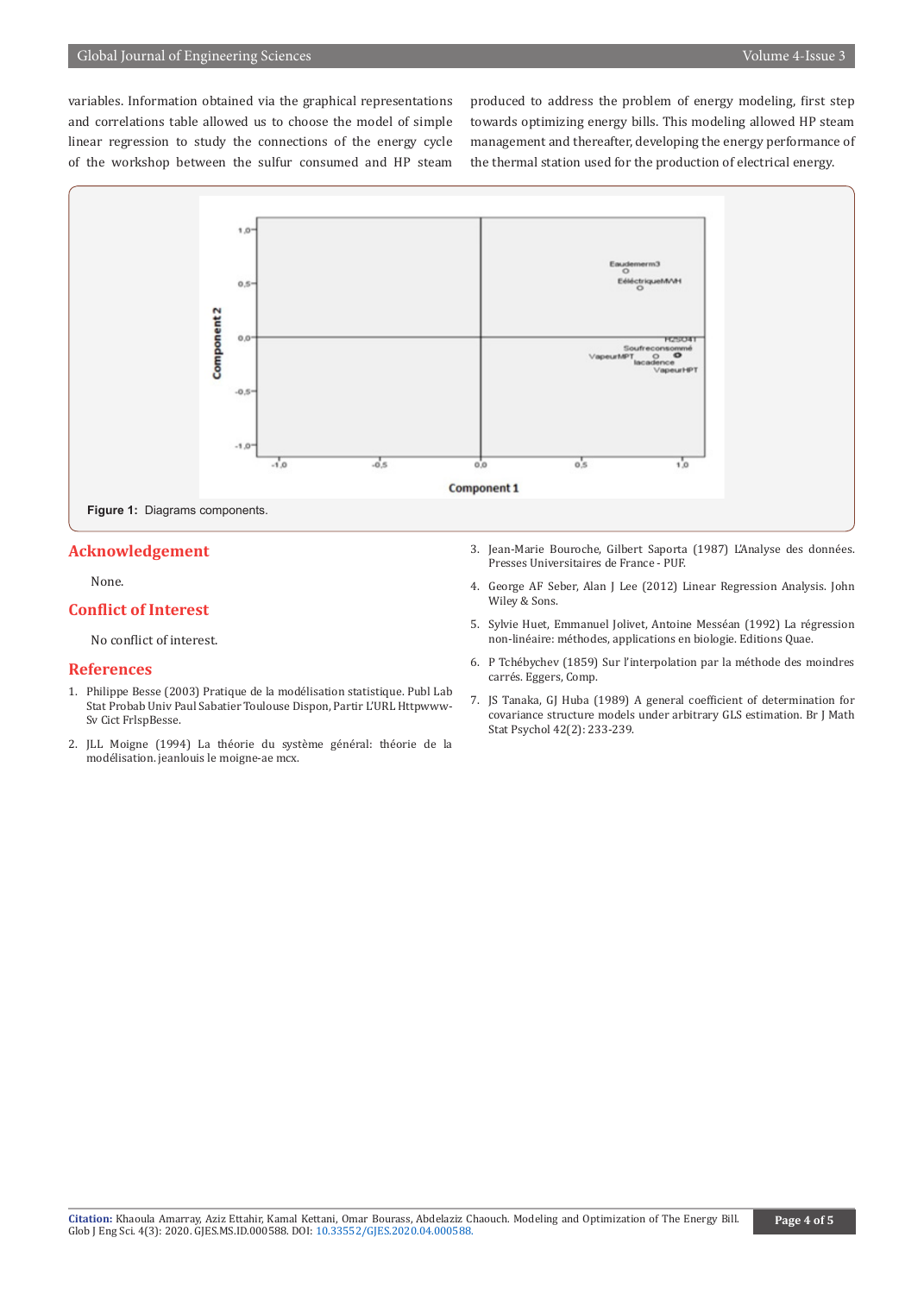variables. Information obtained via the graphical representations and correlations table allowed us to choose the model of simple linear regression to study the connections of the energy cycle of the workshop between the sulfur consumed and HP steam produced to address the problem of energy modeling, first step towards optimizing energy bills. This modeling allowed HP steam management and thereafter, developing the energy performance of the thermal station used for the production of electrical energy.

Component 2

Component 1

1,0

0,5

0,0

-0,5

-1,0

-1,0

-0,5

0,0

0,5

1,0

Eaudemerm3

EéléctriqueMWH

H2SO4T

Soufreconsommé

VapeurMPT

lacadence

VapeurHPT

**Figure 1:** Diagrams components.

## Acknowledgement

None.

## Conflict of Interest

No conflict of interest.

## References

1. Philippe Besse (2003) Pratique de la modélisation statistique. Publ Lab Stat Probab Univ Paul Sabatier Toulouse Dispon, Partir L'URL Httpwww-Sv Cict FrlspBesse.
2. JLL Moigne (1994) La théorie du système général: théorie de la modélisation. jeanlouis le moigne-ae mcx.
3. Jean-Marie Bouroche, Gilbert Saporta (1987) L'Analyse des données. Presses Universitaires de France - PUF.
4. George AF Seber, Alan J Lee (2012) Linear Regression Analysis. John Wiley & Sons.
5. Sylvie Huet, Emmanuel Jolivet, Antoine Messéan (1992) La régression non-linéaire: méthodes, applications en biologie. Editions Quae.
6. P Tchébychev (1859) Sur l'interpolation par la méthode des moindres carrés. Eggers, Comp.
7. JS Tanaka, GJ Huba (1989) A general coefficient of determination for covariance structure models under arbitrary GLS estimation. Br J Math Stat Psychol 42(2): 233-239.